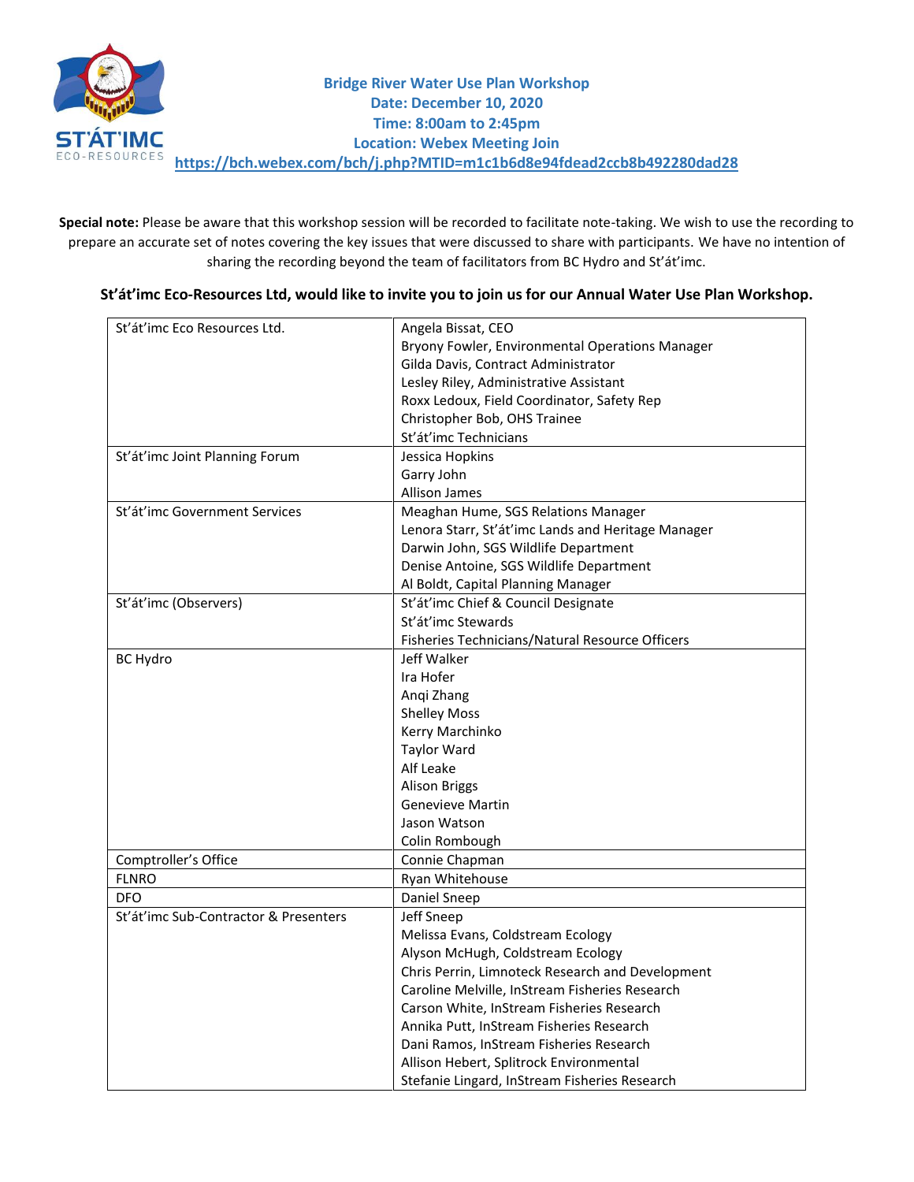**Bridge River Water Use Plan Workshop**
**Date: December 10, 2020**
**Time: 8:00am to 2:45pm**
**Location: Webex Meeting Join**
**https://bch.webex.com/bch/j.php?MTID=m1c1b6d8e94fdead2ccb8b492280dad28**

**Special note:** Please be aware that this workshop session will be recorded to facilitate note-taking. We wish to use the recording to prepare an accurate set of notes covering the key issues that were discussed to share with participants. We have no intention of sharing the recording beyond the team of facilitators from BC Hydro and St'át'imc.

**St'át'imc Eco-Resources Ltd, would like to invite you to join us for our Annual Water Use Plan Workshop.**

| | |
|---|---|
| St'át'imc Eco Resources Ltd. | Angela Bissat, CEO<br>Bryony Fowler, Environmental Operations Manager<br>Gilda Davis, Contract Administrator<br>Lesley Riley, Administrative Assistant<br>Roxx Ledoux, Field Coordinator, Safety Rep<br>Christopher Bob, OHS Trainee<br>St'át'imc Technicians |
| St'át'imc Joint Planning Forum | Jessica Hopkins<br>Garry John<br>Allison James |
| St'át'imc Government Services | Meaghan Hume, SGS Relations Manager<br>Lenora Starr, St'át'imc Lands and Heritage Manager<br>Darwin John, SGS Wildlife Department<br>Denise Antoine, SGS Wildlife Department<br>Al Boldt, Capital Planning Manager |
| St'át'imc (Observers) | St'át'imc Chief & Council Designate<br>St'át'imc Stewards<br>Fisheries Technicians/Natural Resource Officers |
| BC Hydro | Jeff Walker<br>Ira Hofer<br>Anqi Zhang<br>Shelley Moss<br>Kerry Marchinko<br>Taylor Ward<br>Alf Leake<br>Alison Briggs<br>Genevieve Martin<br>Jason Watson<br>Colin Rombough |
| Comptroller's Office | Connie Chapman |
| FLNRO | Ryan Whitehouse |
| DFO | Daniel Sneep |
| St'át'imc Sub-Contractor & Presenters | Jeff Sneep<br>Melissa Evans, Coldstream Ecology<br>Alyson McHugh, Coldstream Ecology<br>Chris Perrin, Limnoteck Research and Development<br>Caroline Melville, InStream Fisheries Research<br>Carson White, InStream Fisheries Research<br>Annika Putt, InStream Fisheries Research<br>Dani Ramos, InStream Fisheries Research<br>Allison Hebert, Splitrock Environmental<br>Stefanie Lingard, InStream Fisheries Research |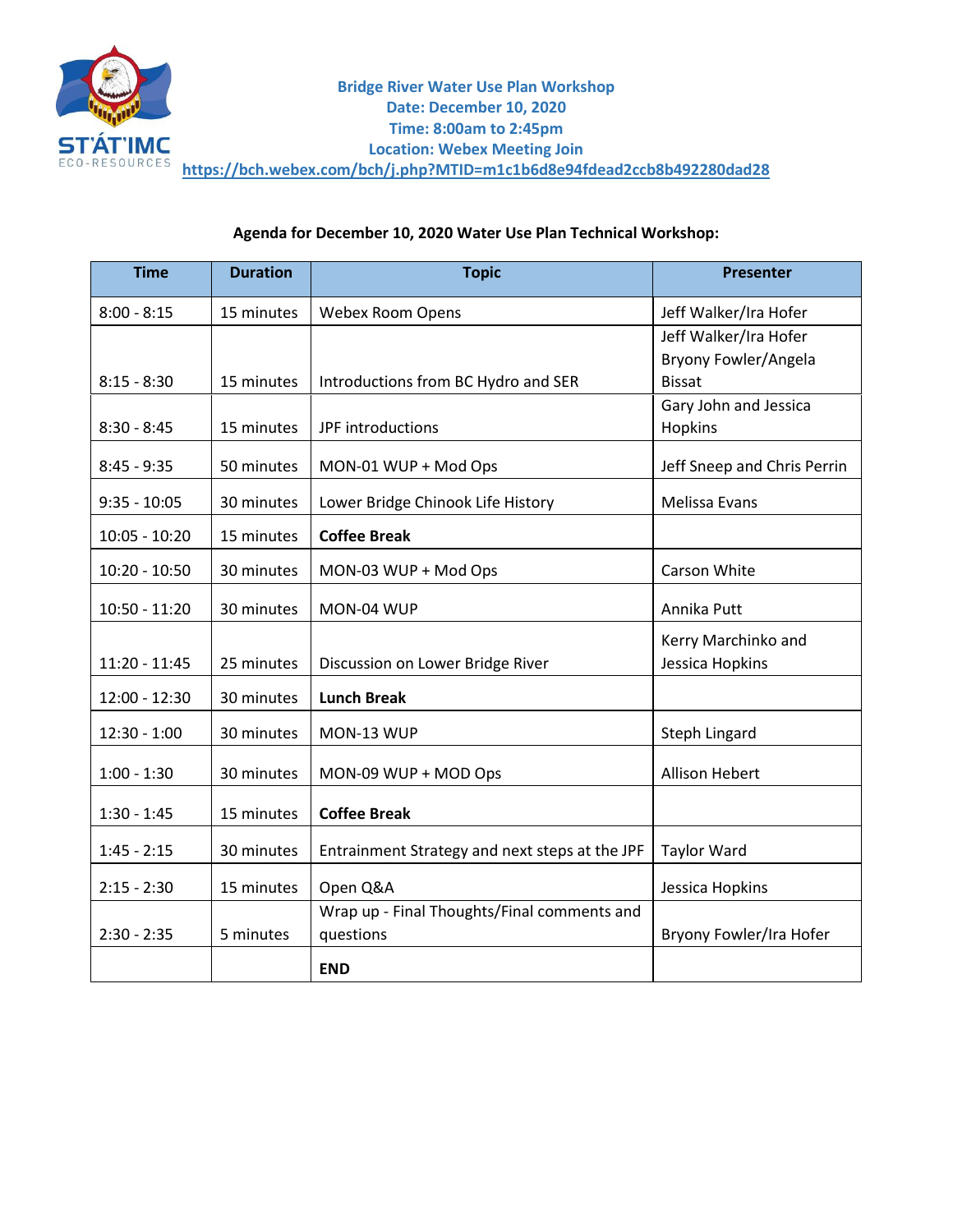**Bridge River Water Use Plan Workshop**
**Date: December 10, 2020**
**Time: 8:00am to 2:45pm**
**Location: Webex Meeting Join**
**https://bch.webex.com/bch/j.php?MTID=m1c1b6d8e94fdead2ccb8b492280dad28**

**Agenda for December 10, 2020 Water Use Plan Technical Workshop:**

| Time | Duration | Topic | Presenter |
|---|---|---|---|
| 8:00 - 8:15 | 15 minutes | Webex Room Opens | Jeff Walker/Ira Hofer |
| 8:15 - 8:30 | 15 minutes | Introductions from BC Hydro and SER | Jeff Walker/Ira Hofer Bryony Fowler/Angela Bissat |
| 8:30 - 8:45 | 15 minutes | JPF introductions | Gary John and Jessica Hopkins |
| 8:45 - 9:35 | 50 minutes | MON-01 WUP + Mod Ops | Jeff Sneep and Chris Perrin |
| 9:35 - 10:05 | 30 minutes | Lower Bridge Chinook Life History | Melissa Evans |
| 10:05 - 10:20 | 15 minutes | **Coffee Break** | |
| 10:20 - 10:50 | 30 minutes | MON-03 WUP + Mod Ops | Carson White |
| 10:50 - 11:20 | 30 minutes | MON-04 WUP | Annika Putt |
| 11:20 - 11:45 | 25 minutes | Discussion on Lower Bridge River | Kerry Marchinko and Jessica Hopkins |
| 12:00 - 12:30 | 30 minutes | **Lunch Break** | |
| 12:30 - 1:00 | 30 minutes | MON-13 WUP | Steph Lingard |
| 1:00 - 1:30 | 30 minutes | MON-09 WUP + MOD Ops | Allison Hebert |
| 1:30 - 1:45 | 15 minutes | **Coffee Break** | |
| 1:45 - 2:15 | 30 minutes | Entrainment Strategy and next steps at the JPF | Taylor Ward |
| 2:15 - 2:30 | 15 minutes | Open Q&A | Jessica Hopkins |
| 2:30 - 2:35 | 5 minutes | Wrap up - Final Thoughts/Final comments and questions | Bryony Fowler/Ira Hofer |
| | | **END** | |